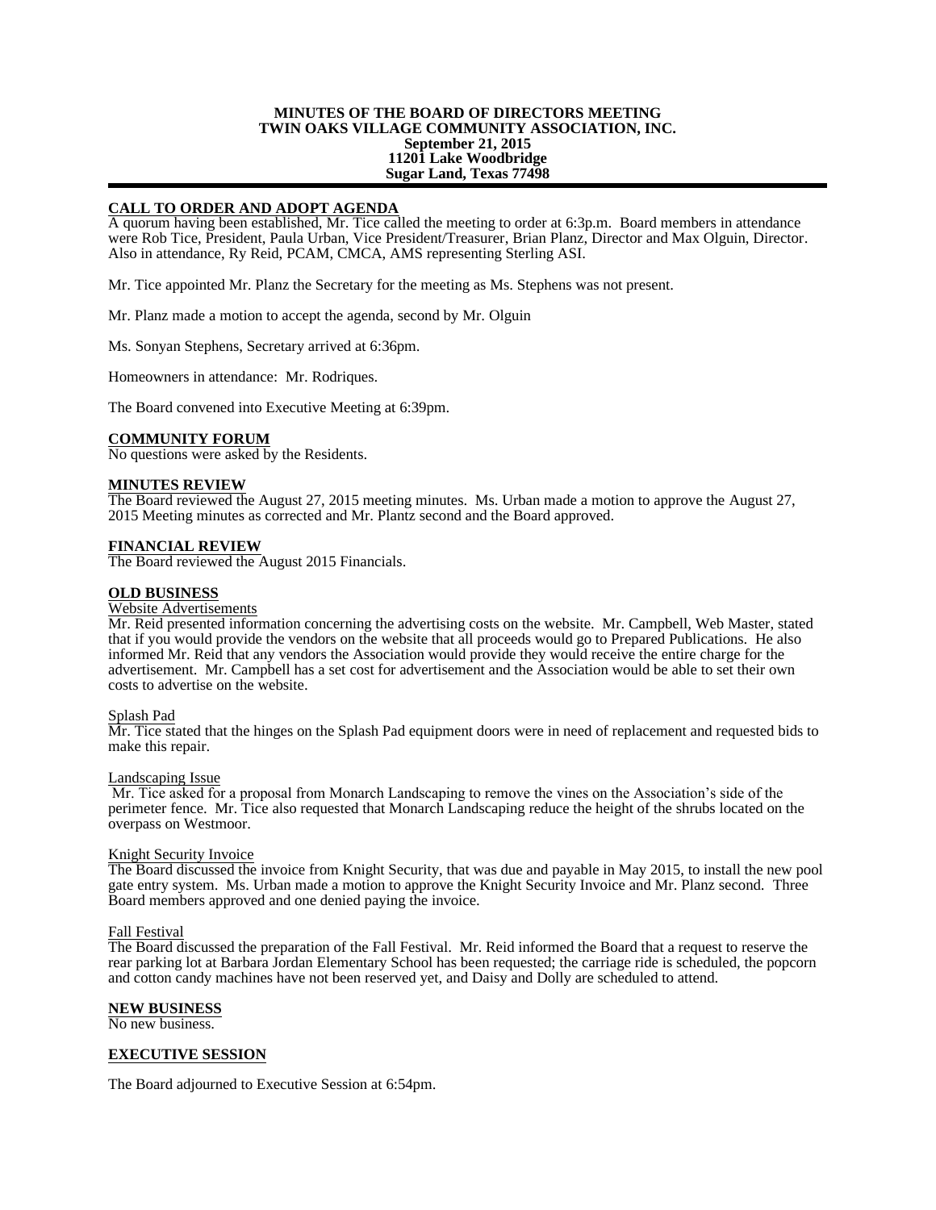**MINUTES OF THE BOARD OF DIRECTORS MEETING**
**TWIN OAKS VILLAGE COMMUNITY ASSOCIATION, INC.**
**September 21, 2015**
**11201 Lake Woodbridge**
**Sugar Land, Texas 77498**

---

## CALL TO ORDER AND ADOPT AGENDA

A quorum having been established, Mr. Tice called the meeting to order at 6:3p.m. Board members in attendance were Rob Tice, President, Paula Urban, Vice President/Treasurer, Brian Planz, Director and Max Olguin, Director. Also in attendance, Ry Reid, PCAM, CMCA, AMS representing Sterling ASI.

Mr. Tice appointed Mr. Planz the Secretary for the meeting as Ms. Stephens was not present.

Mr. Planz made a motion to accept the agenda, second by Mr. Olguin

Ms. Sonyan Stephens, Secretary arrived at 6:36pm.

Homeowners in attendance: Mr. Rodriques.

The Board convened into Executive Meeting at 6:39pm.

## COMMUNITY FORUM

No questions were asked by the Residents.

## MINUTES REVIEW

The Board reviewed the August 27, 2015 meeting minutes. Ms. Urban made a motion to approve the August 27, 2015 Meeting minutes as corrected and Mr. Plantz second and the Board approved.

## FINANCIAL REVIEW

The Board reviewed the August 2015 Financials.

## OLD BUSINESS

### Website Advertisements

Mr. Reid presented information concerning the advertising costs on the website. Mr. Campbell, Web Master, stated that if you would provide the vendors on the website that all proceeds would go to Prepared Publications. He also informed Mr. Reid that any vendors the Association would provide they would receive the entire charge for the advertisement. Mr. Campbell has a set cost for advertisement and the Association would be able to set their own costs to advertise on the website.

### Splash Pad

Mr. Tice stated that the hinges on the Splash Pad equipment doors were in need of replacement and requested bids to make this repair.

### Landscaping Issue

Mr. Tice asked for a proposal from Monarch Landscaping to remove the vines on the Association's side of the perimeter fence. Mr. Tice also requested that Monarch Landscaping reduce the height of the shrubs located on the overpass on Westmoor.

### Knight Security Invoice

The Board discussed the invoice from Knight Security, that was due and payable in May 2015, to install the new pool gate entry system. Ms. Urban made a motion to approve the Knight Security Invoice and Mr. Planz second. Three Board members approved and one denied paying the invoice.

### Fall Festival

The Board discussed the preparation of the Fall Festival. Mr. Reid informed the Board that a request to reserve the rear parking lot at Barbara Jordan Elementary School has been requested; the carriage ride is scheduled, the popcorn and cotton candy machines have not been reserved yet, and Daisy and Dolly are scheduled to attend.

## NEW BUSINESS

No new business.

## EXECUTIVE SESSION

The Board adjourned to Executive Session at 6:54pm.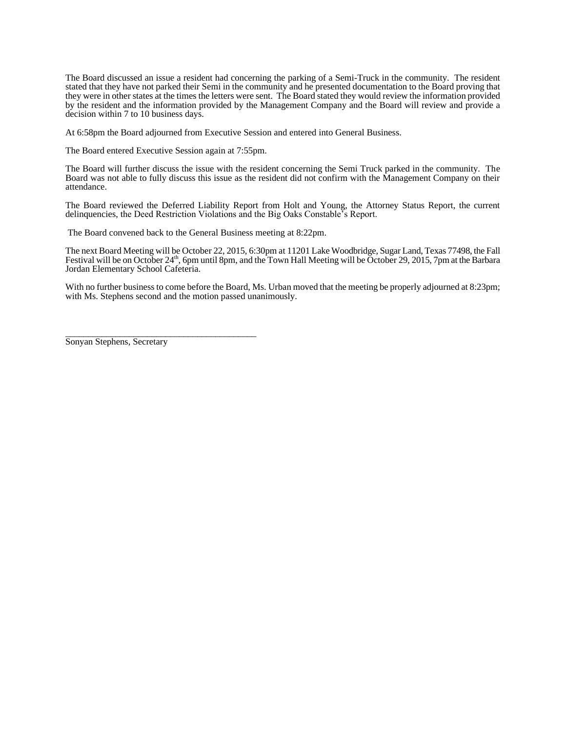The Board discussed an issue a resident had concerning the parking of a Semi-Truck in the community. The resident stated that they have not parked their Semi in the community and he presented documentation to the Board proving that they were in other states at the times the letters were sent. The Board stated they would review the information provided by the resident and the information provided by the Management Company and the Board will review and provide a decision within 7 to 10 business days.

At 6:58pm the Board adjourned from Executive Session and entered into General Business.

The Board entered Executive Session again at 7:55pm.

The Board will further discuss the issue with the resident concerning the Semi Truck parked in the community. The Board was not able to fully discuss this issue as the resident did not confirm with the Management Company on their attendance.

The Board reviewed the Deferred Liability Report from Holt and Young, the Attorney Status Report, the current delinquencies, the Deed Restriction Violations and the Big Oaks Constable's Report.

The Board convened back to the General Business meeting at 8:22pm.

The next Board Meeting will be October 22, 2015, 6:30pm at 11201 Lake Woodbridge, Sugar Land, Texas 77498, the Fall Festival will be on October 24th, 6pm until 8pm, and the Town Hall Meeting will be October 29, 2015, 7pm at the Barbara Jordan Elementary School Cafeteria.

With no further business to come before the Board, Ms. Urban moved that the meeting be properly adjourned at 8:23pm; with Ms. Stephens second and the motion passed unanimously.

\_\_\_\_\_\_\_\_\_\_\_\_\_\_\_\_\_\_\_\_\_\_\_\_\_\_\_\_\_\_\_\_\_\_\_\_\_\_\_\_\_\_

Sonyan Stephens, Secretary